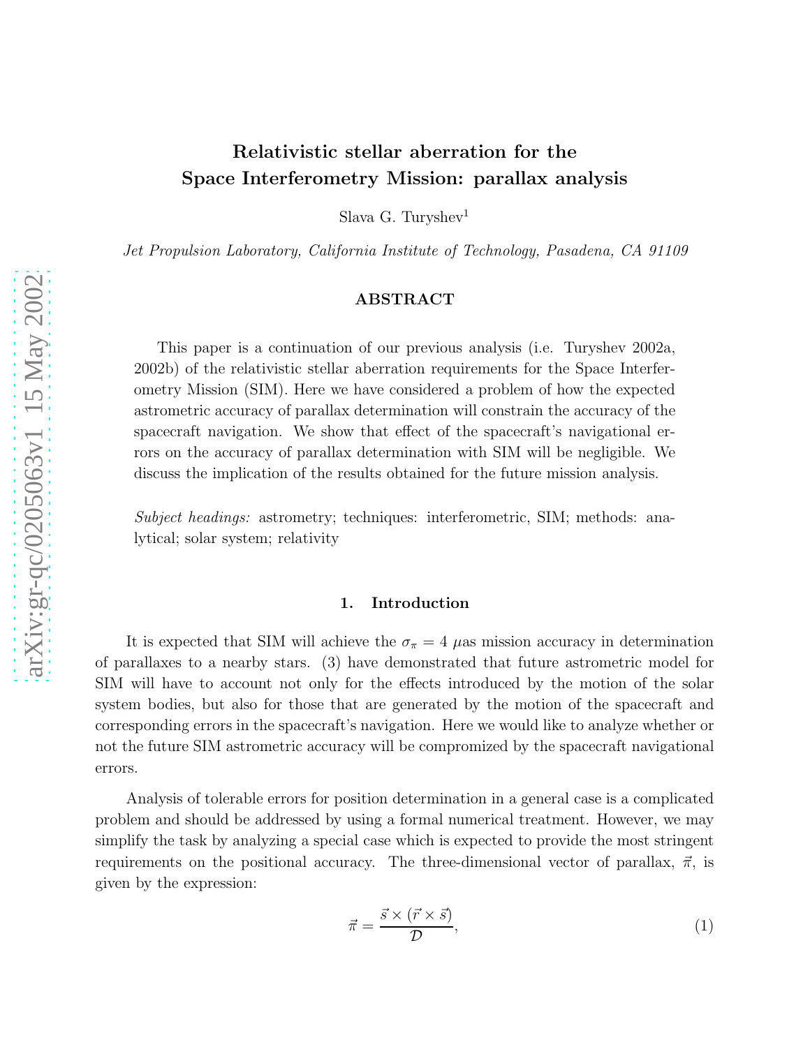# Relativistic stellar aberration for the Space Interferometry Mission: parallax analysis

Slava G. Turyshev[1]

*Jet Propulsion Laboratory, California Institute of Technology, Pasadena, CA 91109*

## ABSTRACT

This paper is a continuation of our previous analysis (i.e. Turyshev 2002a, 2002b) of the relativistic stellar aberration requirements for the Space Interferometry Mission (SIM). Here we have considered a problem of how the expected astrometric accuracy of parallax determination will constrain the accuracy of the spacecraft navigation. We show that effect of the spacecraft's navigational errors on the accuracy of parallax determination with SIM will be negligible. We discuss the implication of the results obtained for the future mission analysis.

*Subject headings:* astrometry; techniques: interferometric, SIM; methods: analytical; solar system; relativity

## 1. Introduction

It is expected that SIM will achieve the $\sigma_\pi = 4\ \mu$as mission accuracy in determination of parallaxes to a nearby stars. (3) have demonstrated that future astrometric model for SIM will have to account not only for the effects introduced by the motion of the solar system bodies, but also for those that are generated by the motion of the spacecraft and corresponding errors in the spacecraft's navigation. Here we would like to analyze whether or not the future SIM astrometric accuracy will be compromized by the spacecraft navigational errors.

Analysis of tolerable errors for position determination in a general case is a complicated problem and should be addressed by using a formal numerical treatment. However, we may simplify the task by analyzing a special case which is expected to provide the most stringent requirements on the positional accuracy. The three-dimensional vector of parallax, $\vec{\pi}$, is given by the expression:

$$\vec{\pi} = \frac{\vec{s} \times (\vec{r} \times \vec{s})}{\mathcal{D}}, \tag{1}$$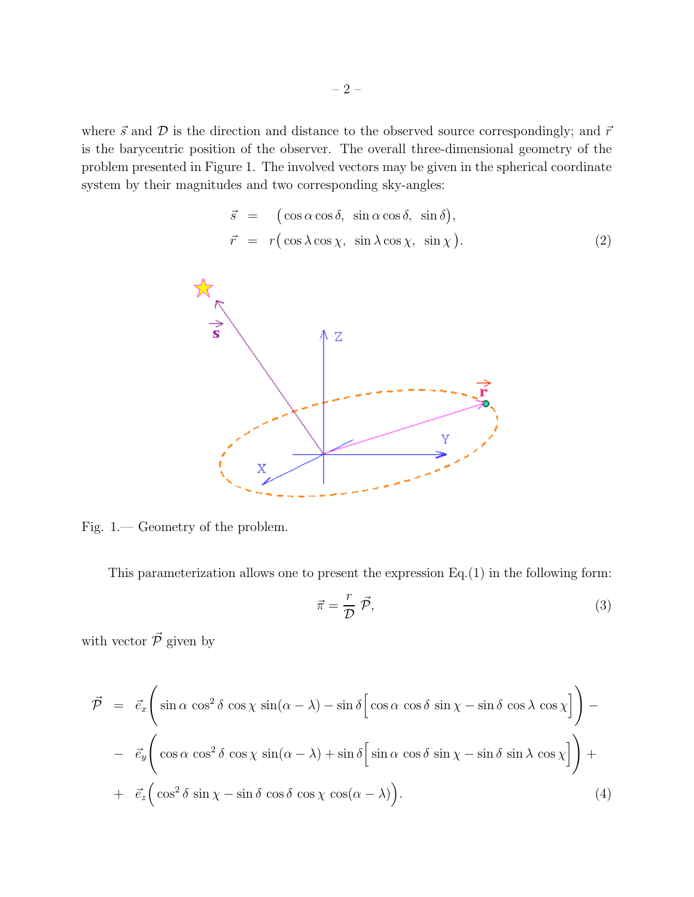where $\vec{s}$ and $\mathcal{D}$ is the direction and distance to the observed source correspondingly; and $\vec{r}$ is the barycentric position of the observer. The overall three-dimensional geometry of the problem presented in Figure 1. The involved vectors may be given in the spherical coordinate system by their magnitudes and two corresponding sky-angles:

$$
\begin{aligned}
\vec{s} &= \big(\cos\alpha\cos\delta,\ \sin\alpha\cos\delta,\ \sin\delta\big), \\
\vec{r} &= r\big(\cos\lambda\cos\chi,\ \sin\lambda\cos\chi,\ \sin\chi\big).
\end{aligned}
\tag{2}
$$

Fig. 1.— Geometry of the problem.

This parameterization allows one to present the expression Eq.(1) in the following form:

$$
\vec{\pi} = \frac{r}{\mathcal{D}}\,\vec{\mathcal{P}},
\tag{3}
$$

with vector $\vec{\mathcal{P}}$ given by

$$
\begin{aligned}
\vec{\mathcal{P}} &= \vec{e}_x\bigg(\sin\alpha\,\cos^2\delta\,\cos\chi\,\sin(\alpha-\lambda) - \sin\delta\Big[\cos\alpha\,\cos\delta\,\sin\chi - \sin\delta\,\cos\lambda\,\cos\chi\Big]\bigg) - \\
&- \vec{e}_y\bigg(\cos\alpha\,\cos^2\delta\,\cos\chi\,\sin(\alpha-\lambda) + \sin\delta\Big[\sin\alpha\,\cos\delta\,\sin\chi - \sin\delta\,\sin\lambda\,\cos\chi\Big]\bigg) + \\
&+ \vec{e}_z\Big(\cos^2\delta\,\sin\chi - \sin\delta\,\cos\delta\,\cos\chi\,\cos(\alpha-\lambda)\Big).
\end{aligned}
\tag{4}
$$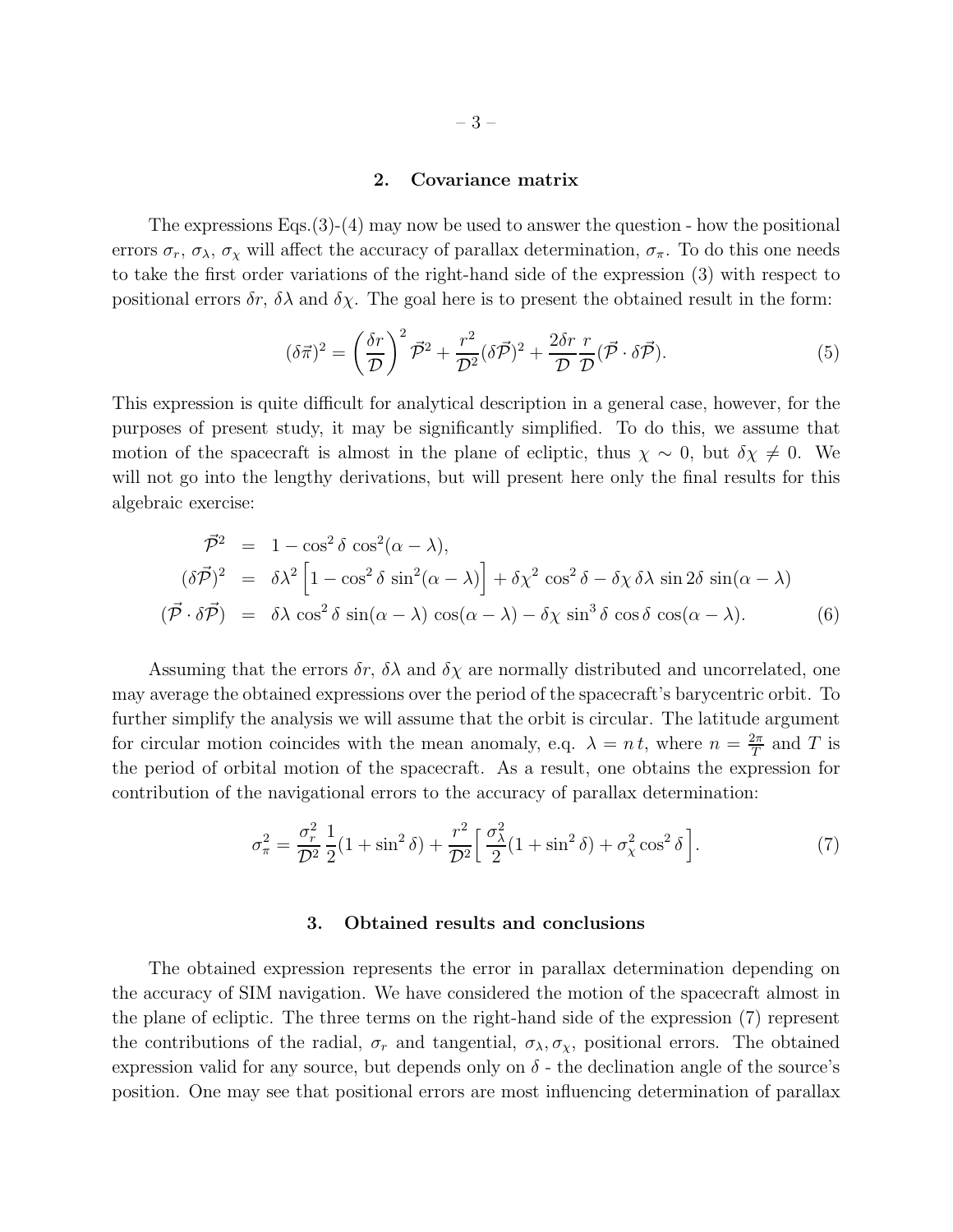## 2. Covariance matrix

The expressions Eqs.(3)-(4) may now be used to answer the question - how the positional errors $\sigma_r$, $\sigma_\lambda$, $\sigma_\chi$ will affect the accuracy of parallax determination, $\sigma_\pi$. To do this one needs to take the first order variations of the right-hand side of the expression (3) with respect to positional errors $\delta r$, $\delta\lambda$ and $\delta\chi$. The goal here is to present the obtained result in the form:

$$(\delta\vec{\pi})^2 = \left(\frac{\delta r}{\mathcal{D}}\right)^2 \vec{\mathcal{P}}^2 + \frac{r^2}{\mathcal{D}^2}(\delta\vec{\mathcal{P}})^2 + \frac{2\delta r}{\mathcal{D}}\frac{r}{\mathcal{D}}(\vec{\mathcal{P}}\cdot\delta\vec{\mathcal{P}}). \tag{5}$$

This expression is quite difficult for analytical description in a general case, however, for the purposes of present study, it may be significantly simplified. To do this, we assume that motion of the spacecraft is almost in the plane of ecliptic, thus $\chi \sim 0$, but $\delta\chi \neq 0$. We will not go into the lengthy derivations, but will present here only the final results for this algebraic exercise:

$$\begin{aligned}
\vec{\mathcal{P}}^2 &= 1 - \cos^2\delta\,\cos^2(\alpha-\lambda), \\
(\delta\vec{\mathcal{P}})^2 &= \delta\lambda^2\Big[1 - \cos^2\delta\,\sin^2(\alpha-\lambda)\Big] + \delta\chi^2\cos^2\delta - \delta\chi\,\delta\lambda\,\sin 2\delta\,\sin(\alpha-\lambda) \\
(\vec{\mathcal{P}}\cdot\delta\vec{\mathcal{P}}) &= \delta\lambda\,\cos^2\delta\,\sin(\alpha-\lambda)\,\cos(\alpha-\lambda) - \delta\chi\,\sin^3\delta\,\cos\delta\,\cos(\alpha-\lambda).
\end{aligned} \tag{6}$$

Assuming that the errors $\delta r$, $\delta\lambda$ and $\delta\chi$ are normally distributed and uncorrelated, one may average the obtained expressions over the period of the spacecraft's barycentric orbit. To further simplify the analysis we will assume that the orbit is circular. The latitude argument for circular motion coincides with the mean anomaly, e.g. $\lambda = n\,t$, where $n = \frac{2\pi}{T}$ and $T$ is the period of orbital motion of the spacecraft. As a result, one obtains the expression for contribution of the navigational errors to the accuracy of parallax determination:

$$\sigma_\pi^2 = \frac{\sigma_r^2}{\mathcal{D}^2}\,\frac{1}{2}(1+\sin^2\delta) + \frac{r^2}{\mathcal{D}^2}\Big[\,\frac{\sigma_\lambda^2}{2}(1+\sin^2\delta) + \sigma_\chi^2\cos^2\delta\,\Big]. \tag{7}$$

## 3. Obtained results and conclusions

The obtained expression represents the error in parallax determination depending on the accuracy of SIM navigation. We have considered the motion of the spacecraft almost in the plane of ecliptic. The three terms on the right-hand side of the expression (7) represent the contributions of the radial, $\sigma_r$ and tangential, $\sigma_\lambda, \sigma_\chi$, positional errors. The obtained expression valid for any source, but depends only on $\delta$ - the declination angle of the source's position. One may see that positional errors are most influencing determination of parallax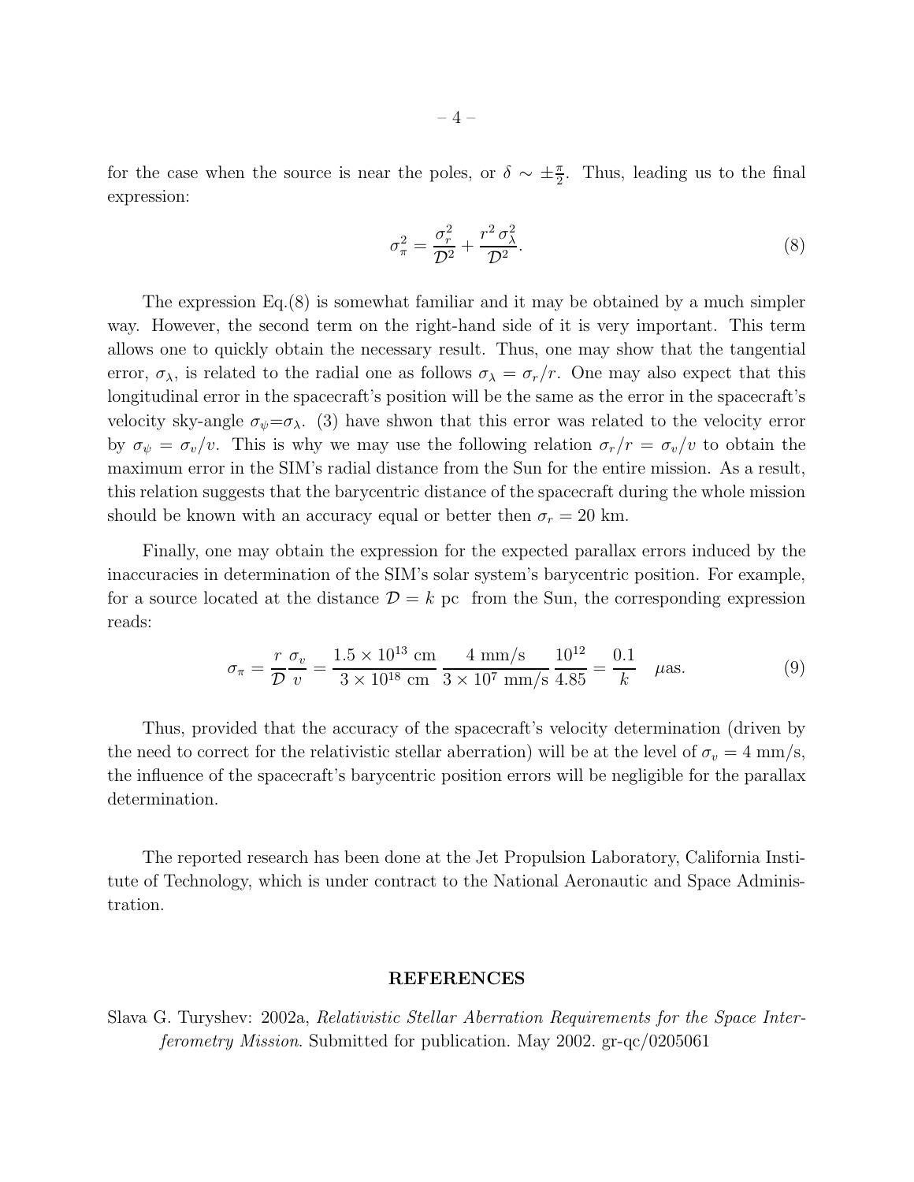for the case when the source is near the poles, or $\delta \sim \pm\frac{\pi}{2}$. Thus, leading us to the final expression:

$$\sigma_\pi^2 = \frac{\sigma_r^2}{\mathcal{D}^2} + \frac{r^2\,\sigma_\lambda^2}{\mathcal{D}^2}. \tag{8}$$

The expression Eq.(8) is somewhat familiar and it may be obtained by a much simpler way. However, the second term on the right-hand side of it is very important. This term allows one to quickly obtain the necessary result. Thus, one may show that the tangential error, $\sigma_\lambda$, is related to the radial one as follows $\sigma_\lambda = \sigma_r/r$. One may also expect that this longitudinal error in the spacecraft's position will be the same as the error in the spacecraft's velocity sky-angle $\sigma_\psi{=}\sigma_\lambda$. (3) have shwon that this error was related to the velocity error by $\sigma_\psi = \sigma_v/v$. This is why we may use the following relation $\sigma_r/r = \sigma_v/v$ to obtain the maximum error in the SIM's radial distance from the Sun for the entire mission. As a result, this relation suggests that the barycentric distance of the spacecraft during the whole mission should be known with an accuracy equal or better then $\sigma_r = 20$ km.

Finally, one may obtain the expression for the expected parallax errors induced by the inaccuracies in determination of the SIM's solar system's barycentric position. For example, for a source located at the distance $\mathcal{D} = k$ pc from the Sun, the corresponding expression reads:

$$\sigma_\pi = \frac{r}{\mathcal{D}}\frac{\sigma_v}{v} = \frac{1.5\times 10^{13}\ \text{cm}}{3\times 10^{18}\ \text{cm}}\,\frac{4\ \text{mm/s}}{3\times 10^{7}\ \text{mm/s}}\,\frac{10^{12}}{4.85} = \frac{0.1}{k}\quad \mu\text{as}. \tag{9}$$

Thus, provided that the accuracy of the spacecraft's velocity determination (driven by the need to correct for the relativistic stellar aberration) will be at the level of $\sigma_v = 4$ mm/s, the influence of the spacecraft's barycentric position errors will be negligible for the parallax determination.

The reported research has been done at the Jet Propulsion Laboratory, California Institute of Technology, which is under contract to the National Aeronautic and Space Administration.

## REFERENCES

Slava G. Turyshev: 2002a, *Relativistic Stellar Aberration Requirements for the Space Interferometry Mission*. Submitted for publication. May 2002. gr-qc/0205061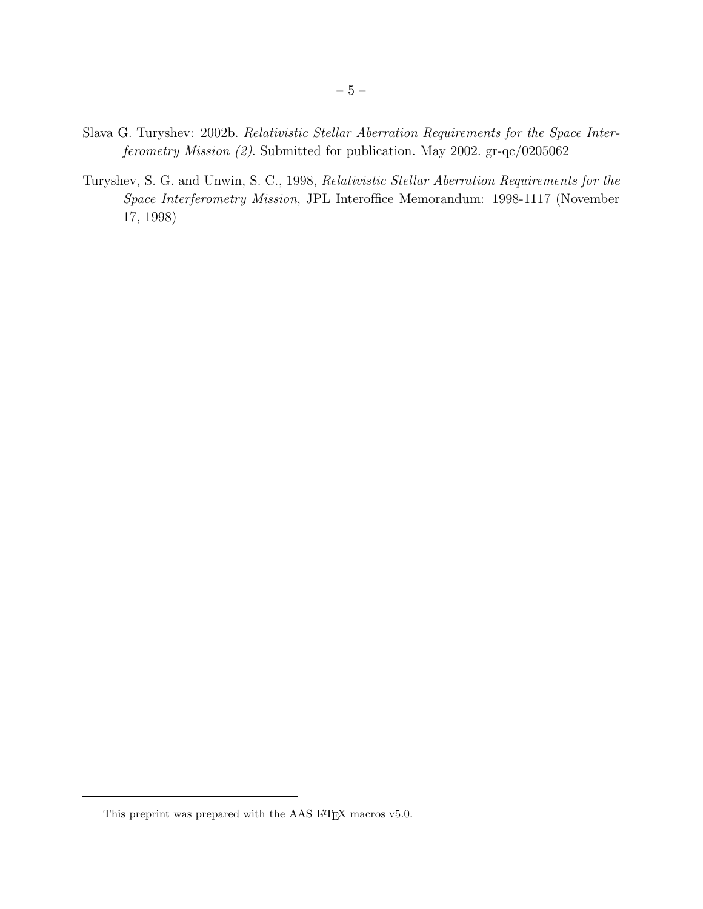Slava G. Turyshev: 2002b. *Relativistic Stellar Aberration Requirements for the Space Interferometry Mission (2)*. Submitted for publication. May 2002. gr-qc/0205062

Turyshev, S. G. and Unwin, S. C., 1998, *Relativistic Stellar Aberration Requirements for the Space Interferometry Mission*, JPL Interoffice Memorandum: 1998-1117 (November 17, 1998)

---

This preprint was prepared with the AAS LaTeX macros v5.0.